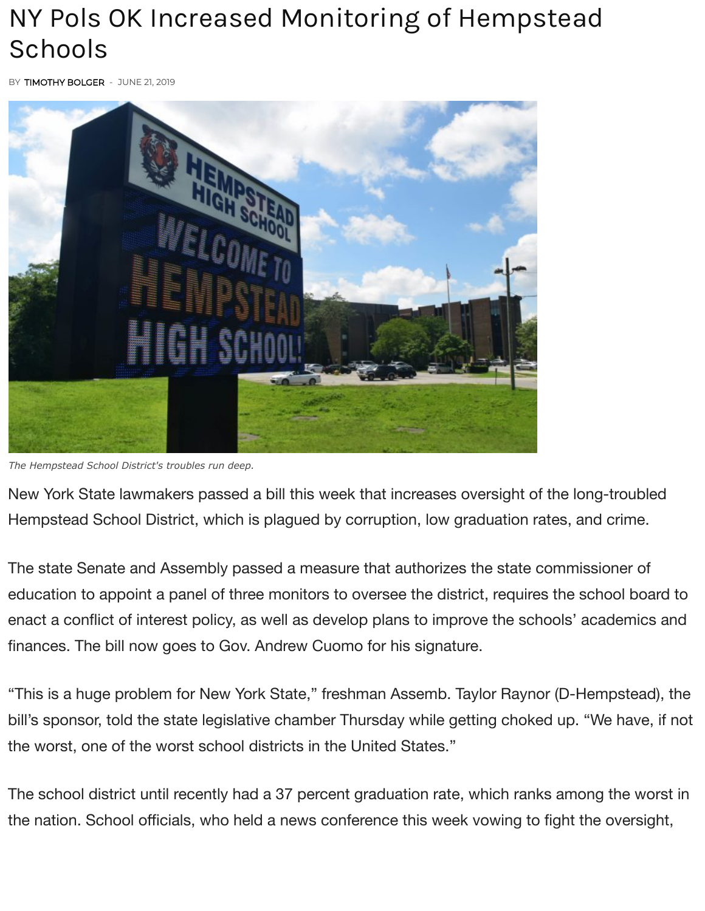# NY Pols OK Increased Monitoring of Hempstead Schools

BY TIMOTHY BOLGER - JUNE 21, 2019

*The Hempstead School District's troubles run deep.*

New York State lawmakers passed a bill this week that increases oversight of the long-troubled Hempstead School District, which is plagued by corruption, low graduation rates, and crime.

The state Senate and Assembly passed a measure that authorizes the state commissioner of education to appoint a panel of three monitors to oversee the district, requires the school board to enact a conflict of interest policy, as well as develop plans to improve the schools' academics and finances. The bill now goes to Gov. Andrew Cuomo for his signature.

"This is a huge problem for New York State," freshman Assemb. Taylor Raynor (D-Hempstead), the bill's sponsor, told the state legislative chamber Thursday while getting choked up. "We have, if not the worst, one of the worst school districts in the United States."

The school district until recently had a 37 percent graduation rate, which ranks among the worst in the nation. School officials, who held a news conference this week vowing to fight the oversight,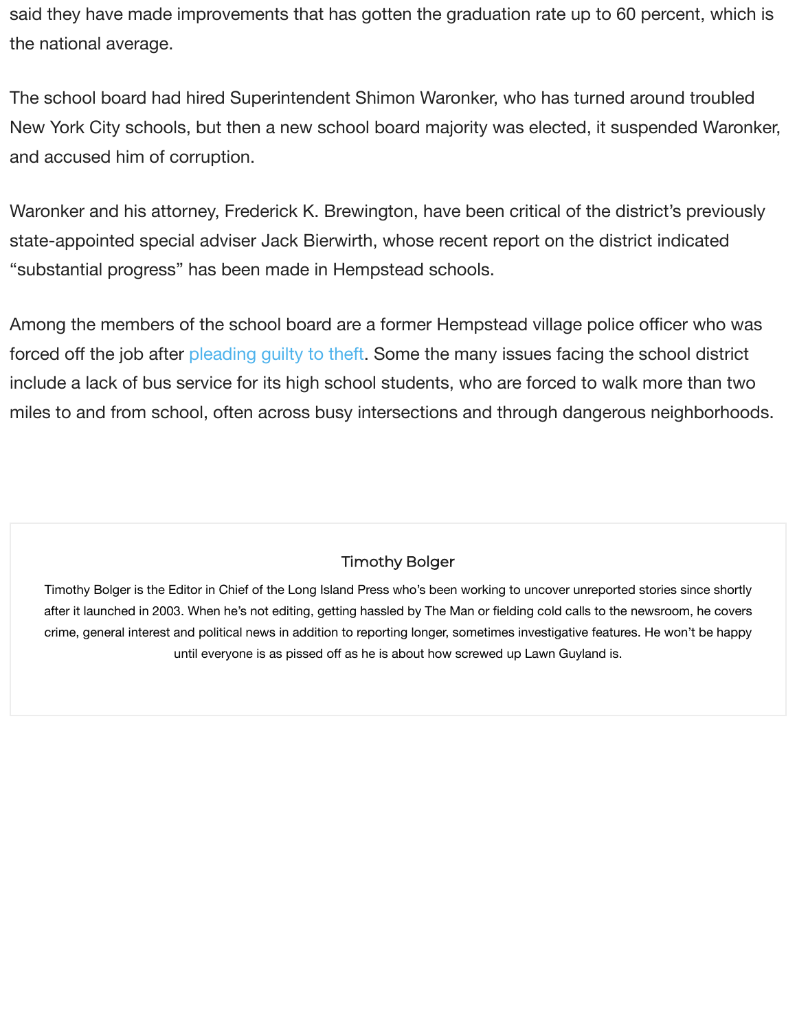said they have made improvements that has gotten the graduation rate up to 60 percent, which is the national average.

The school board had hired Superintendent Shimon Waronker, who has turned around troubled New York City schools, but then a new school board majority was elected, it suspended Waronker, and accused him of corruption.

Waronker and his attorney, Frederick K. Brewington, have been critical of the district's previously state-appointed special adviser Jack Bierwirth, whose recent report on the district indicated "substantial progress" has been made in Hempstead schools.

Among the members of the school board are a former Hempstead village police officer who was forced off the job after pleading guilty to theft. Some the many issues facing the school district include a lack of bus service for its high school students, who are forced to walk more than two miles to and from school, often across busy intersections and through dangerous neighborhoods.

**Timothy Bolger**

Timothy Bolger is the Editor in Chief of the Long Island Press who's been working to uncover unreported stories since shortly after it launched in 2003. When he's not editing, getting hassled by The Man or fielding cold calls to the newsroom, he covers crime, general interest and political news in addition to reporting longer, sometimes investigative features. He won't be happy until everyone is as pissed off as he is about how screwed up Lawn Guyland is.